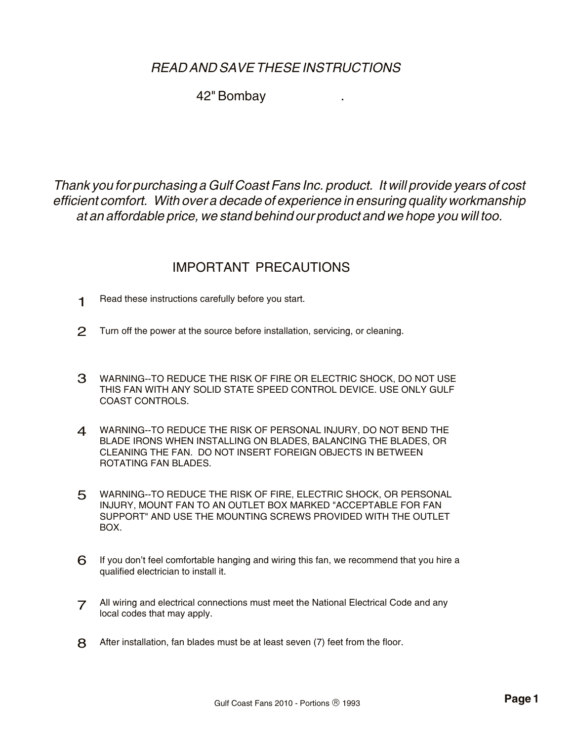*READ AND SAVE THESE INSTRUCTIONS*

# 42" Bombay .

*Thank you for purchasing a Gulf Coast Fans Inc. product. It will provide years of cost efficient comfort. With over a decade of experience in ensuring quality workmanship at an affordable price, we stand behind our product and we hope you will too.*

## IMPORTANT PRECAUTIONS

1. Read these instructions carefully before you start.

2. Turn off the power at the source before installation, servicing, or cleaning.

3. WARNING--TO REDUCE THE RISK OF FIRE OR ELECTRIC SHOCK, DO NOT USE THIS FAN WITH ANY SOLID STATE SPEED CONTROL DEVICE. USE ONLY GULF COAST CONTROLS.

4. WARNING--TO REDUCE THE RISK OF PERSONAL INJURY, DO NOT BEND THE BLADE IRONS WHEN INSTALLING ON BLADES, BALANCING THE BLADES, OR CLEANING THE FAN. DO NOT INSERT FOREIGN OBJECTS IN BETWEEN ROTATING FAN BLADES.

5. WARNING--TO REDUCE THE RISK OF FIRE, ELECTRIC SHOCK, OR PERSONAL INJURY, MOUNT FAN TO AN OUTLET BOX MARKED "ACCEPTABLE FOR FAN SUPPORT" AND USE THE MOUNTING SCREWS PROVIDED WITH THE OUTLET BOX.

6. If you don't feel comfortable hanging and wiring this fan, we recommend that you hire a qualified electrician to install it.

7. All wiring and electrical connections must meet the National Electrical Code and any local codes that may apply.

8. After installation, fan blades must be at least seven (7) feet from the floor.

Gulf Coast Fans 2010 - Portions ® 1993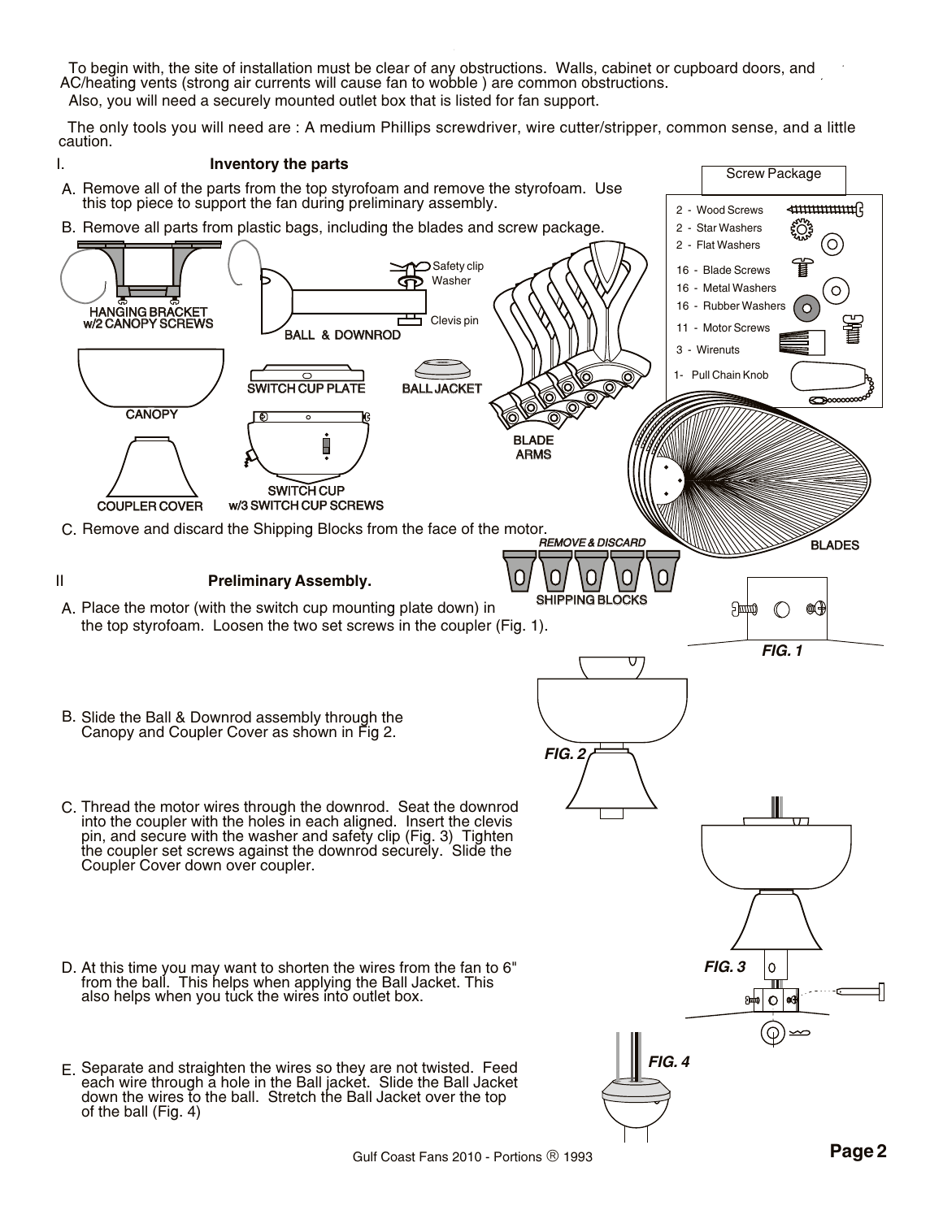To begin with, the site of installation must be clear of any obstructions. Walls, cabinet or cupboard doors, and AC/heating vents (strong air currents will cause fan to wobble ) are common obstructions.
Also, you will need a securely mounted outlet box that is listed for fan support.

The only tools you will need are : A medium Phillips screwdriver, wire cutter/stripper, common sense, and a little caution.

## I. Inventory the parts

A. Remove all of the parts from the top styrofoam and remove the styrofoam. Use this top piece to support the fan during preliminary assembly.

B. Remove all parts from plastic bags, including the blades and screw package.

**Screw Package**

- 2 - Wood Screws
- 2 - Star Washers
- 2 - Flat Washers
- 16 - Blade Screws
- 16 - Metal Washers
- 16 - Rubber Washers
- 11 - Motor Screws
- 3 - Wirenuts
- 1- Pull Chain Knob

HANGING BRACKET w/2 CANOPY SCREWS

BALL & DOWNROD

Safety clip

Washer

Clevis pin

CANOPY

SWITCH CUP PLATE

BALL JACKET

BLADE ARMS

BLADES

COUPLER COVER

SWITCH CUP w/3 SWITCH CUP SCREWS

C. Remove and discard the Shipping Blocks from the face of the motor.

*REMOVE & DISCARD*

SHIPPING BLOCKS

## II Preliminary Assembly.

A. Place the motor (with the switch cup mounting plate down) in the top styrofoam. Loosen the two set screws in the coupler (Fig. 1).

*FIG. 1*

B. Slide the Ball & Downrod assembly through the Canopy and Coupler Cover as shown in Fig 2.

*FIG. 2*

C. Thread the motor wires through the downrod. Seat the downrod into the coupler with the holes in each aligned. Insert the clevis pin, and secure with the washer and safety clip (Fig. 3) Tighten the coupler set screws against the downrod securely. Slide the Coupler Cover down over coupler.

*FIG. 3*

D. At this time you may want to shorten the wires from the fan to 6" from the ball. This helps when applying the Ball Jacket. This also helps when you tuck the wires into outlet box.

E. Separate and straighten the wires so they are not twisted. Feed each wire through a hole in the Ball jacket. Slide the Ball Jacket down the wires to the ball. Stretch the Ball Jacket over the top of the ball (Fig. 4)

*FIG. 4*

Gulf Coast Fans 2010 - Portions ® 1993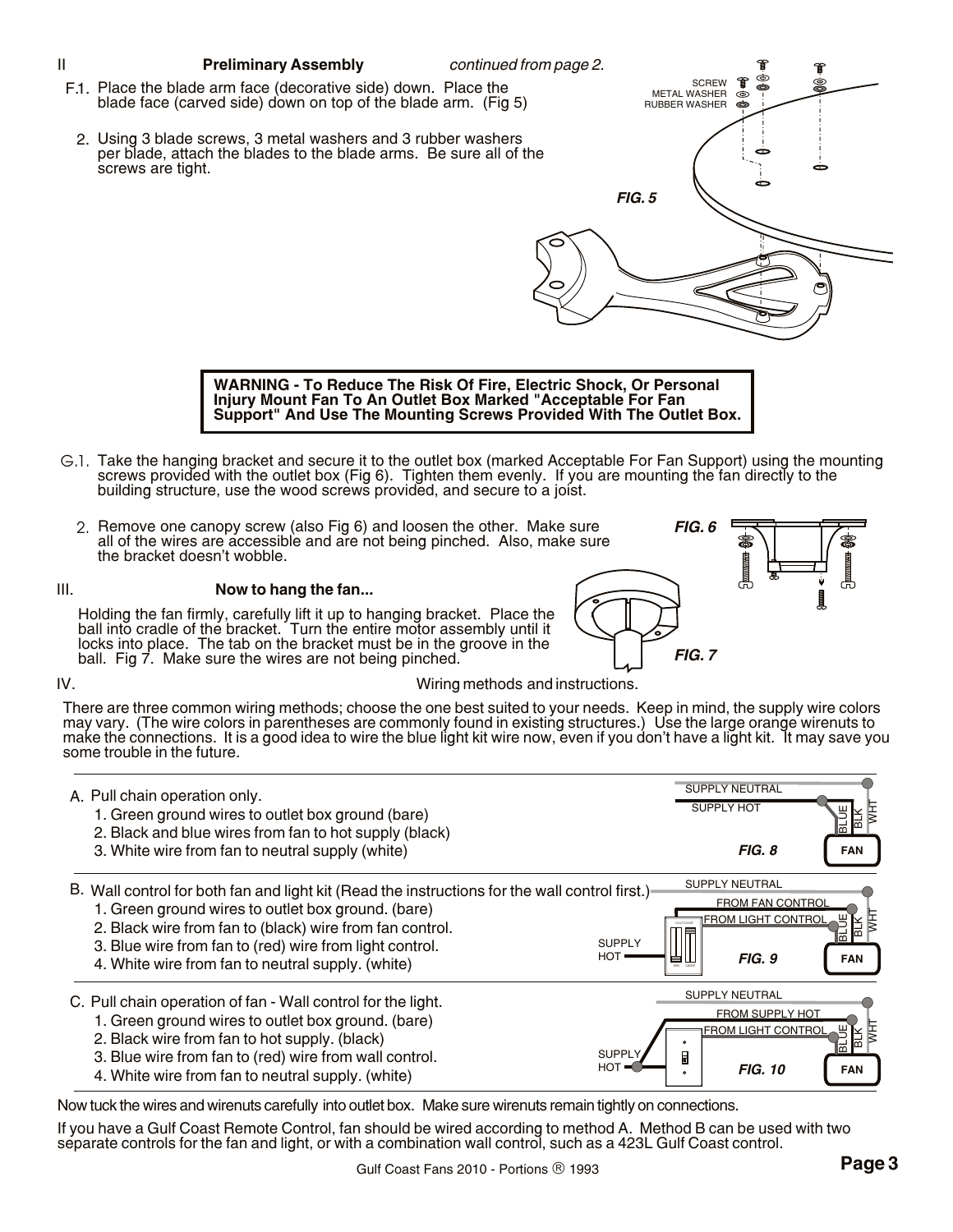## II Preliminary Assembly *continued from page 2.*

F.1. Place the blade arm face (decorative side) down. Place the blade face (carved side) down on top of the blade arm. (Fig 5)

2. Using 3 blade screws, 3 metal washers and 3 rubber washers per blade, attach the blades to the blade arms. Be sure all of the screws are tight.

SCREW
METAL WASHER
RUBBER WASHER

*FIG. 5*

**WARNING - To Reduce The Risk Of Fire, Electric Shock, Or Personal Injury Mount Fan To An Outlet Box Marked "Acceptable For Fan Support" And Use The Mounting Screws Provided With The Outlet Box.**

G.1. Take the hanging bracket and secure it to the outlet box (marked Acceptable For Fan Support) using the mounting screws provided with the outlet box (Fig 6). Tighten them evenly. If you are mounting the fan directly to the building structure, use the wood screws provided, and secure to a joist.

2. Remove one canopy screw (also Fig 6) and loosen the other. Make sure all of the wires are accessible and are not being pinched. Also, make sure the bracket doesn't wobble.

*FIG. 6*

## III. Now to hang the fan...

Holding the fan firmly, carefully lift it up to hanging bracket. Place the ball into cradle of the bracket. Turn the entire motor assembly until it locks into place. The tab on the bracket must be in the groove in the ball. Fig 7. Make sure the wires are not being pinched.

*FIG. 7*

## IV. Wiring methods and instructions.

There are three common wiring methods; choose the one best suited to your needs. Keep in mind, the supply wire colors may vary. (The wire colors in parentheses are commonly found in existing structures.) Use the large orange wirenuts to make the connections. It is a good idea to wire the blue light kit wire now, even if you don't have a light kit. It may save you some trouble in the future.

A. Pull chain operation only.
1. Green ground wires to outlet box ground (bare)
2. Black and blue wires from fan to hot supply (black)
3. White wire from fan to neutral supply (white)

SUPPLY NEUTRAL
SUPPLY HOT
BLUE BLK WHT
FAN
*FIG. 8*

B. Wall control for both fan and light kit (Read the instructions for the wall control first.)
1. Green ground wires to outlet box ground. (bare)
2. Black wire from fan to (black) wire from fan control.
3. Blue wire from fan to (red) wire from light control.
4. White wire from fan to neutral supply. (white)

SUPPLY NEUTRAL
FROM FAN CONTROL
FROM LIGHT CONTROL
SUPPLY HOT
BLUE BLK WHT
FAN
*FIG. 9*

C. Pull chain operation of fan - Wall control for the light.
1. Green ground wires to outlet box ground. (bare)
2. Black wire from fan to hot supply. (black)
3. Blue wire from fan to (red) wire from wall control.
4. White wire from fan to neutral supply. (white)

SUPPLY NEUTRAL
FROM SUPPLY HOT
FROM LIGHT CONTROL
SUPPLY HOT
BLUE BLK WHT
FAN
*FIG. 10*

Now tuck the wires and wirenuts carefully into outlet box. Make sure wirenuts remain tightly on connections.

If you have a Gulf Coast Remote Control, fan should be wired according to method A. Method B can be used with two separate controls for the fan and light, or with a combination wall control, such as a 423L Gulf Coast control.

Gulf Coast Fans 2010 - Portions ® 1993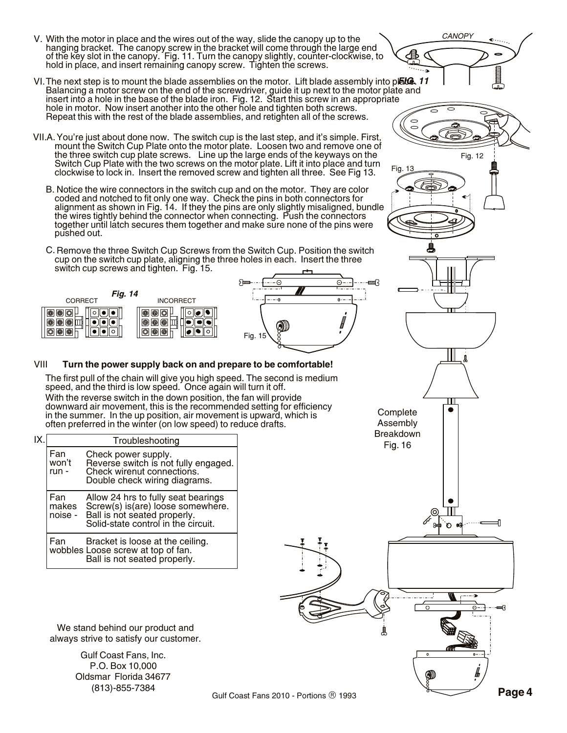V. With the motor in place and the wires out of the way, slide the canopy up to the hanging bracket. The canopy screw in the bracket will come through the large end of the key slot in the canopy. Fig. 11. Turn the canopy slightly, counter-clockwise, to hold in place, and insert remaining canopy screw. Tighten the screws.

VI. The next step is to mount the blade assemblies on the motor. Lift blade assembly into place. Balancing a motor screw on the end of the screwdriver, guide it up next to the motor plate and insert into a hole in the base of the blade iron. Fig. 12. Start this screw in an appropriate hole in motor. Now insert another into the other hole and tighten both screws. Repeat this with the rest of the blade assemblies, and retighten all of the screws.

VII.A. You're just about done now. The switch cup is the last step, and it's simple. First, mount the Switch Cup Plate onto the motor plate. Loosen two and remove one of the three switch cup plate screws. Line up the large ends of the keyways on the Switch Cup Plate with the two screws on the motor plate. Lift it into place and turn clockwise to lock in. Insert the removed screw and tighten all three. See Fig 13.

B. Notice the wire connectors in the switch cup and on the motor. They are color coded and notched to fit only one way. Check the pins in both connectors for alignment as shown in Fig. 14. If they the pins are only slightly misaligned, bundle the wires tightly behind the connector when connecting. Push the connectors together until latch secures them together and make sure none of the pins were pushed out.

C. Remove the three Switch Cup Screws from the Switch Cup. Position the switch cup on the switch cup plate, aligning the three holes in each. Insert the three switch cup screws and tighten. Fig. 15.

CANOPY

*FIG. 11*

Fig. 12

Fig. 13

*Fig. 14*

CORRECT INCORRECT

Fig. 15

VIII **Turn the power supply back on and prepare to be comfortable!**

The first pull of the chain will give you high speed. The second is medium speed, and the third is low speed. Once again will turn it off.

With the reverse switch in the down position, the fan will provide downward air movement, this is the recommended setting for efficiency in the summer. In the up position, air movement is upward, which is often preferred in the winter (on low speed) to reduce drafts.

IX.

| Troubleshooting | |
|---|---|
| Fan won't run - | Check power supply.<br>Reverse switch is not fully engaged.<br>Check wirenut connections.<br>Double check wiring diagrams. |
| Fan makes noise - | Allow 24 hrs to fully seat bearings<br>Screw(s) is(are) loose somewhere.<br>Ball is not seated properly.<br>Solid-state control in the circuit. |
| Fan wobbles | Bracket is loose at the ceiling.<br>Loose screw at top of fan.<br>Ball is not seated properly. |

Complete Assembly Breakdown Fig. 16

We stand behind our product and always strive to satisfy our customer.

Gulf Coast Fans, Inc.
P.O. Box 10,000
Oldsmar Florida 34677
(813)-855-7384

Gulf Coast Fans 2010 - Portions ® 1993